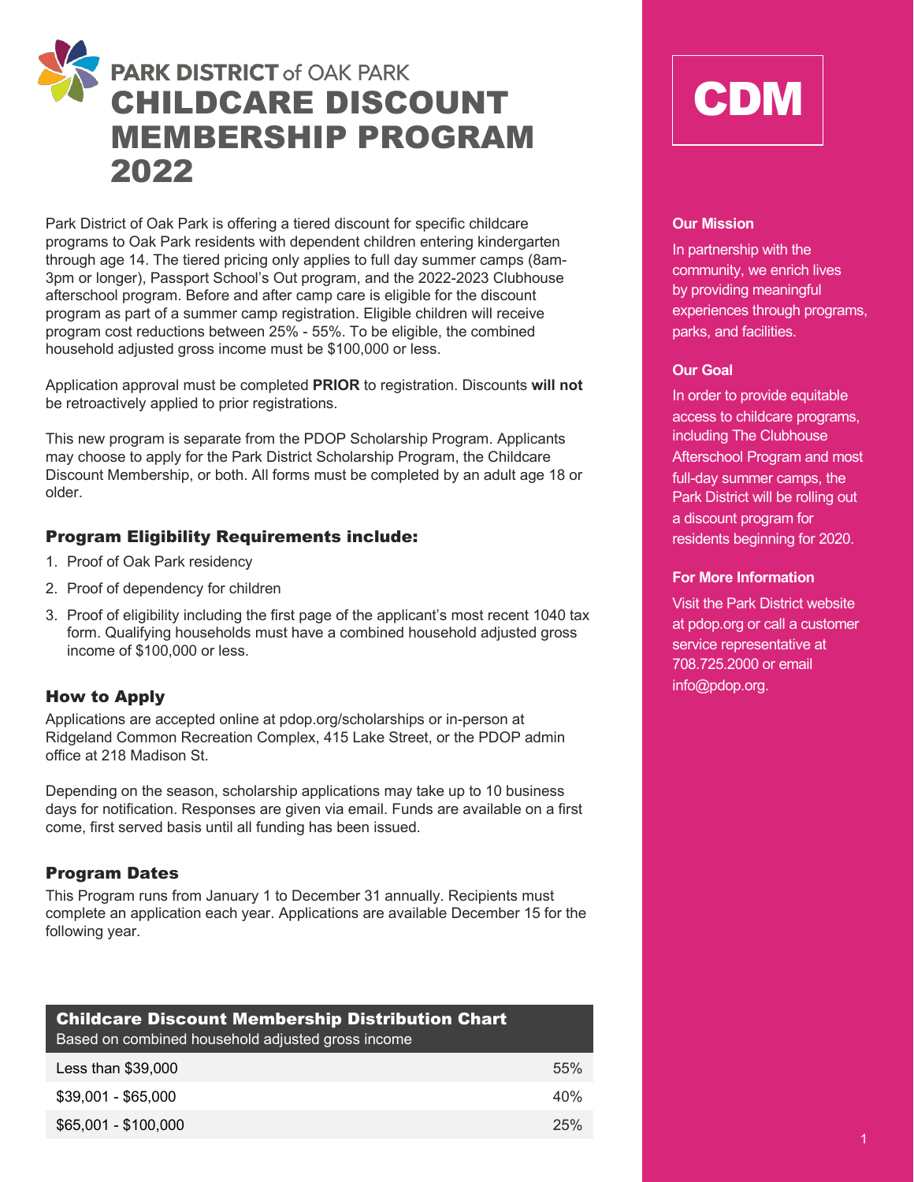# PARK DISTRICT of OAK PARK CHILDCARE DISCOUNT MEMBERSHIP PROGRAM 2022

Park District of Oak Park is offering a tiered discount for specific childcare programs to Oak Park residents with dependent children entering kindergarten through age 14. The tiered pricing only applies to full day summer camps (8am-3pm or longer), Passport School's Out program, and the 2022-2023 Clubhouse afterschool program. Before and after camp care is eligible for the discount program as part of a summer camp registration. Eligible children will receive program cost reductions between 25% - 55%. To be eligible, the combined household adjusted gross income must be $100,000 or less.

Application approval must be completed **PRIOR** to registration. Discounts **will not** be retroactively applied to prior registrations.

This new program is separate from the PDOP Scholarship Program. Applicants may choose to apply for the Park District Scholarship Program, the Childcare Discount Membership, or both. All forms must be completed by an adult age 18 or older.

## Program Eligibility Requirements include:

1. Proof of Oak Park residency
2. Proof of dependency for children
3. Proof of eligibility including the first page of the applicant's most recent 1040 tax form. Qualifying households must have a combined household adjusted gross income of $100,000 or less.

## How to Apply

Applications are accepted online at pdop.org/scholarships or in-person at Ridgeland Common Recreation Complex, 415 Lake Street, or the PDOP admin office at 218 Madison St.

Depending on the season, scholarship applications may take up to 10 business days for notification. Responses are given via email. Funds are available on a first come, first served basis until all funding has been issued.

## Program Dates

This Program runs from January 1 to December 31 annually. Recipients must complete an application each year. Applications are available December 15 for the following year.

| Childcare Discount Membership Distribution Chart<br>Based on combined household adjusted gross income | |
|---|---|
| Less than $39,000 | 55% |
| $39,001 - $65,000 | 40% |
| $65,001 - $100,000 | 25% |

# CDM

### Our Mission

In partnership with the community, we enrich lives by providing meaningful experiences through programs, parks, and facilities.

### Our Goal

In order to provide equitable access to childcare programs, including The Clubhouse Afterschool Program and most full-day summer camps, the Park District will be rolling out a discount program for residents beginning for 2020.

### For More Information

Visit the Park District website at pdop.org or call a customer service representative at 708.725.2000 or email info@pdop.org.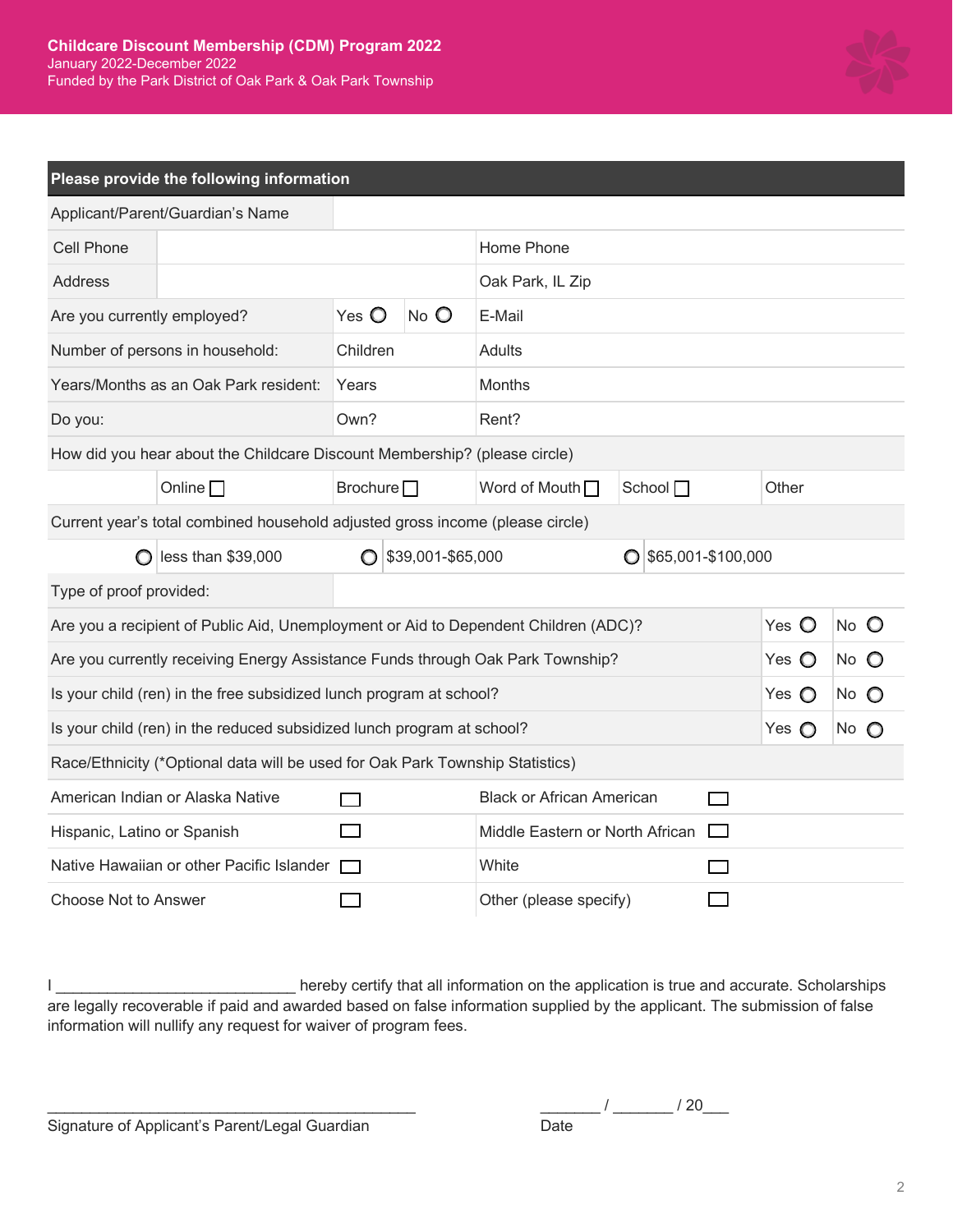**Childcare Discount Membership (CDM) Program 2022**
January 2022-December 2022
Funded by the Park District of Oak Park & Oak Park Township

| Please provide the following information | | | | | |
|---|---|---|---|---|---|
| Applicant/Parent/Guardian's Name | | | | | |
| Cell Phone | | | Home Phone | | |
| Address | | | Oak Park, IL Zip | | |
| Are you currently employed? | Yes ○ | No ○ | E-Mail | | |
| Number of persons in household: | Children | | Adults | | |
| Years/Months as an Oak Park resident: | Years | | Months | | |
| Do you: | Own? | | Rent? | | |
| How did you hear about the Childcare Discount Membership? (please circle) | | | | | |
| | Online ☐ | Brochure ☐ | Word of Mouth ☐ | School ☐ | Other |
| Current year's total combined household adjusted gross income (please circle) | | | | | |
| ○ less than $39,000 | | ○ $39,001-$65,000 | | ○ $65,001-$100,000 | |
| Type of proof provided: | | | | | |
| Are you a recipient of Public Aid, Unemployment or Aid to Dependent Children (ADC)? | | | | Yes ○ | No ○ |
| Are you currently receiving Energy Assistance Funds through Oak Park Township? | | | | Yes ○ | No ○ |
| Is your child (ren) in the free subsidized lunch program at school? | | | | Yes ○ | No ○ |
| Is your child (ren) in the reduced subsidized lunch program at school? | | | | Yes ○ | No ○ |
| Race/Ethnicity (*Optional data will be used for Oak Park Township Statistics) | | | | | |
| American Indian or Alaska Native | ☐ | | Black or African American | ☐ | |
| Hispanic, Latino or Spanish | ☐ | | Middle Eastern or North African | ☐ | |
| Native Hawaiian or other Pacific Islander | ☐ | | White | ☐ | |
| Choose Not to Answer | ☐ | | Other (please specify) | ☐ | |

I ____________________________ hereby certify that all information on the application is true and accurate. Scholarships are legally recoverable if paid and awarded based on false information supplied by the applicant. The submission of false information will nullify any request for waiver of program fees.

______________________________________________
Signature of Applicant's Parent/Legal Guardian

_______ / _______ / 20___
Date